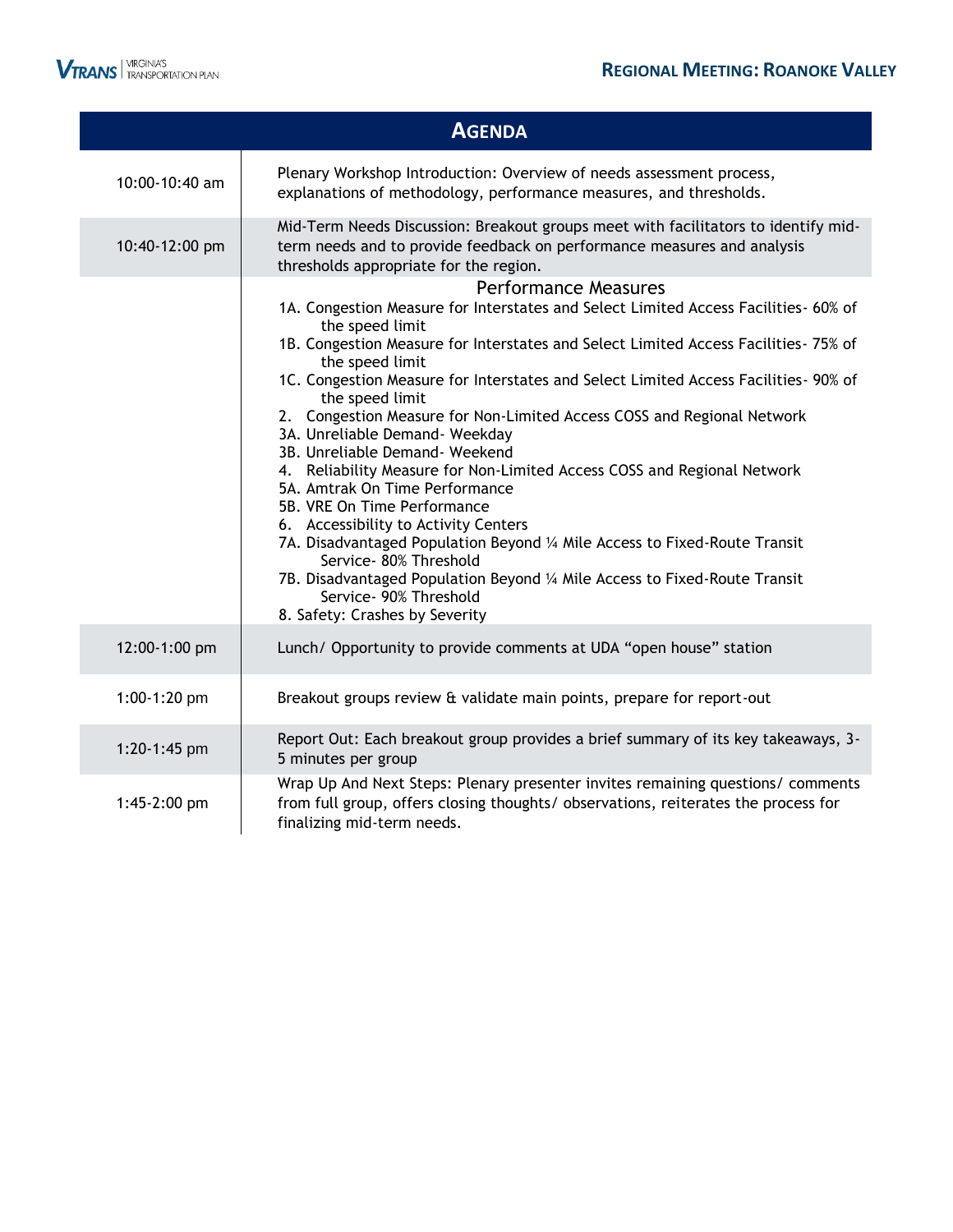# Regional Meeting: Roanoke Valley

## Agenda

| Time | Item |
|---|---|
| 10:00-10:40 am | Plenary Workshop Introduction: Overview of needs assessment process, explanations of methodology, performance measures, and thresholds. |
| 10:40-12:00 pm | Mid-Term Needs Discussion: Breakout groups meet with facilitators to identify mid-term needs and to provide feedback on performance measures and analysis thresholds appropriate for the region. |
| | **Performance Measures**<br>1A. Congestion Measure for Interstates and Select Limited Access Facilities- 60% of the speed limit<br>1B. Congestion Measure for Interstates and Select Limited Access Facilities- 75% of the speed limit<br>1C. Congestion Measure for Interstates and Select Limited Access Facilities- 90% of the speed limit<br>2. Congestion Measure for Non-Limited Access COSS and Regional Network<br>3A. Unreliable Demand- Weekday<br>3B. Unreliable Demand- Weekend<br>4. Reliability Measure for Non-Limited Access COSS and Regional Network<br>5A. Amtrak On Time Performance<br>5B. VRE On Time Performance<br>6. Accessibility to Activity Centers<br>7A. Disadvantaged Population Beyond ¼ Mile Access to Fixed-Route Transit Service- 80% Threshold<br>7B. Disadvantaged Population Beyond ¼ Mile Access to Fixed-Route Transit Service- 90% Threshold<br>8. Safety: Crashes by Severity |
| 12:00-1:00 pm | Lunch/ Opportunity to provide comments at UDA "open house" station |
| 1:00-1:20 pm | Breakout groups review & validate main points, prepare for report-out |
| 1:20-1:45 pm | Report Out: Each breakout group provides a brief summary of its key takeaways, 3-5 minutes per group |
| 1:45-2:00 pm | Wrap Up And Next Steps: Plenary presenter invites remaining questions/ comments from full group, offers closing thoughts/ observations, reiterates the process for finalizing mid-term needs. |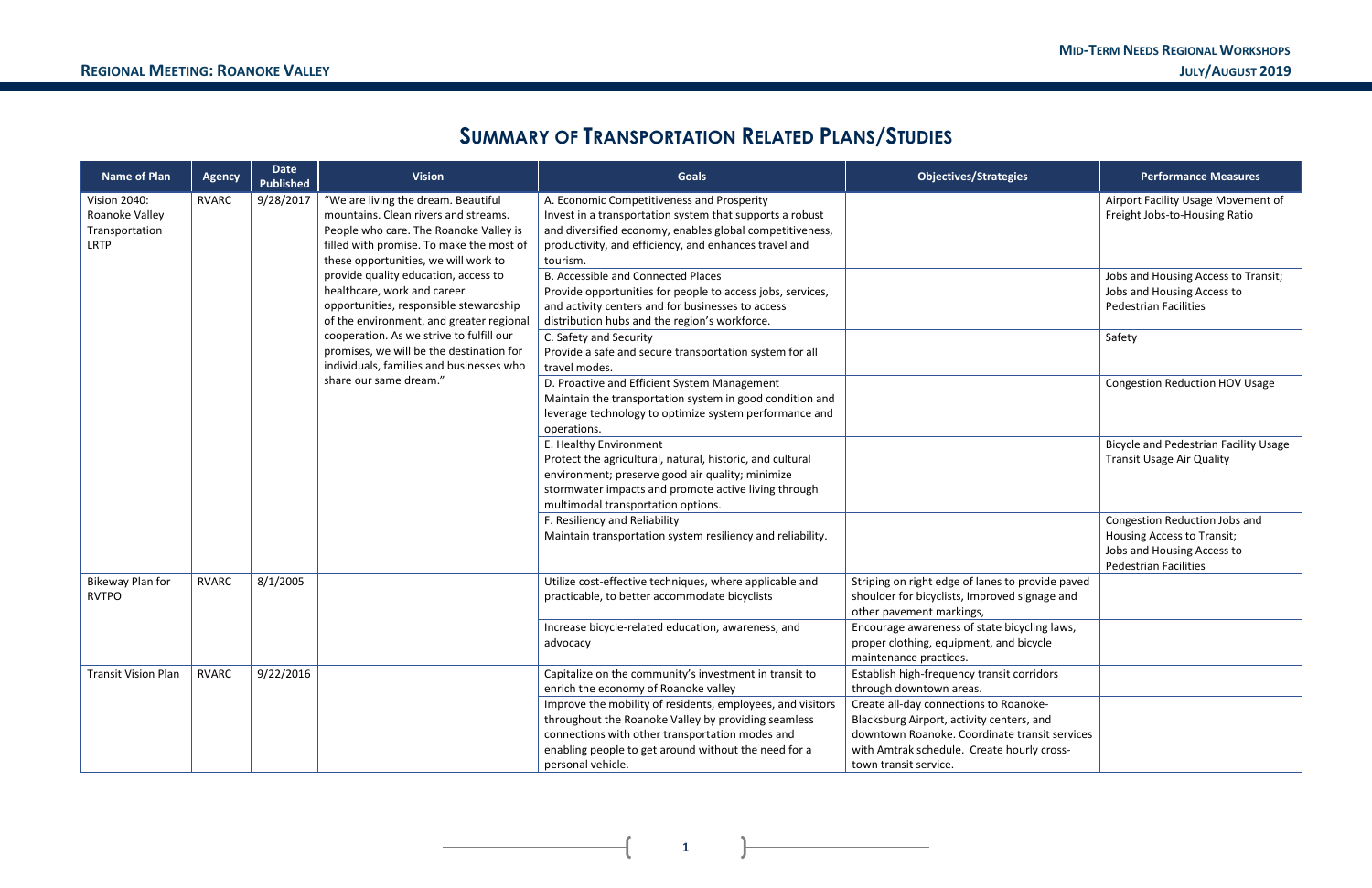# SUMMARY OF TRANSPORTATION RELATED PLANS/STUDIES

| Name of Plan | Agency | Date Published | Vision | Goals | Objectives/Strategies | Performance Measures |
|---|---|---|---|---|---|---|
| Vision 2040: Roanoke Valley Transportation LRTP | RVARC | 9/28/2017 | "We are living the dream. Beautiful mountains. Clean rivers and streams. People who care. The Roanoke Valley is filled with promise. To make the most of these opportunities, we will work to provide quality education, access to healthcare, work and career opportunities, responsible stewardship of the environment, and greater regional cooperation. As we strive to fulfill our promises, we will be the destination for individuals, families and businesses who share our same dream." | A. Economic Competitiveness and Prosperity<br>Invest in a transportation system that supports a robust and diversified economy, enables global competitiveness, productivity, and efficiency, and enhances travel and tourism. | | Airport Facility Usage Movement of Freight Jobs-to-Housing Ratio |
| | | | | B. Accessible and Connected Places<br>Provide opportunities for people to access jobs, services, and activity centers and for businesses to access distribution hubs and the region's workforce. | | Jobs and Housing Access to Transit; Jobs and Housing Access to Pedestrian Facilities |
| | | | | C. Safety and Security<br>Provide a safe and secure transportation system for all travel modes. | | Safety |
| | | | | D. Proactive and Efficient System Management<br>Maintain the transportation system in good condition and leverage technology to optimize system performance and operations. | | Congestion Reduction HOV Usage |
| | | | | E. Healthy Environment<br>Protect the agricultural, natural, historic, and cultural environment; preserve good air quality; minimize stormwater impacts and promote active living through multimodal transportation options. | | Bicycle and Pedestrian Facility Usage Transit Usage Air Quality |
| | | | | F. Resiliency and Reliability<br>Maintain transportation system resiliency and reliability. | | Congestion Reduction Jobs and Housing Access to Transit; Jobs and Housing Access to Pedestrian Facilities |
| Bikeway Plan for RVTPO | RVARC | 8/1/2005 | | Utilize cost-effective techniques, where applicable and practicable, to better accommodate bicyclists | Striping on right edge of lanes to provide paved shoulder for bicyclists, Improved signage and other pavement markings, | |
| | | | | Increase bicycle-related education, awareness, and advocacy | Encourage awareness of state bicycling laws, proper clothing, equipment, and bicycle maintenance practices. | |
| Transit Vision Plan | RVARC | 9/22/2016 | | Capitalize on the community's investment in transit to enrich the economy of Roanoke valley | Establish high-frequency transit corridors through downtown areas. | |
| | | | | Improve the mobility of residents, employees, and visitors throughout the Roanoke Valley by providing seamless connections with other transportation modes and enabling people to get around without the need for a personal vehicle. | Create all-day connections to Roanoke-Blacksburg Airport, activity centers, and downtown Roanoke. Coordinate transit services with Amtrak schedule. Create hourly cross-town transit service. | |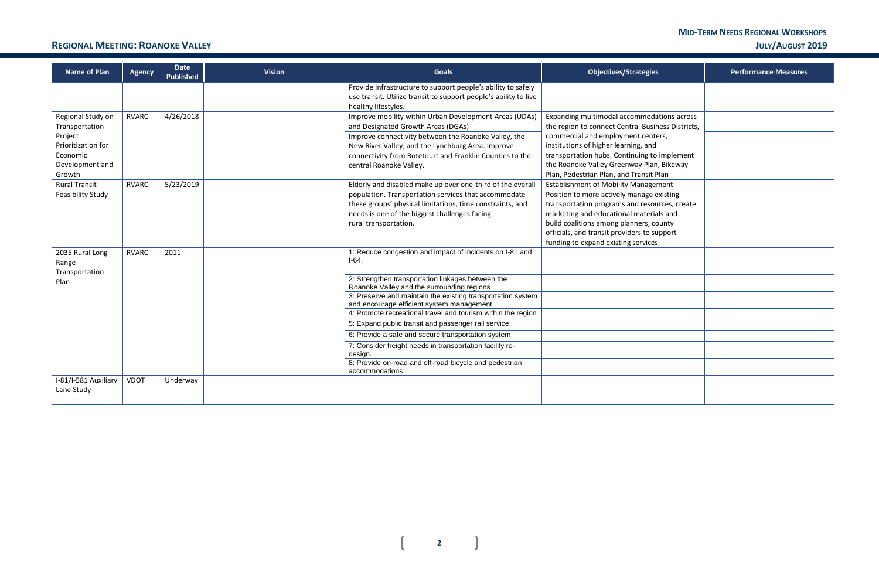## REGIONAL MEETING: ROANOKE VALLEY

| Name of Plan | Agency | Date Published | Vision | Goals | Objectives/Strategies | Performance Measures |
|---|---|---|---|---|---|---|
| | | | | Provide Infrastructure to support people's ability to safely use transit. Utilize transit to support people's ability to live healthy lifestyles. | | |
| Regional Study on Transportation Project Prioritization for Economic Development and Growth | RVARC | 4/26/2018 | | Improve mobility within Urban Development Areas (UDAs) and Designated Growth Areas (DGAs) | Expanding multimodal accommodations across the region to connect Central Business Districts, commercial and employment centers, institutions of higher learning, and transportation hubs. Continuing to implement the Roanoke Valley Greenway Plan, Bikeway Plan, Pedestrian Plan, and Transit Plan | |
| | | | | Improve connectivity between the Roanoke Valley, the New River Valley, and the Lynchburg Area. Improve connectivity from Botetourt and Franklin Counties to the central Roanoke Valley. | | |
| Rural Transit Feasibility Study | RVARC | 5/23/2019 | | Elderly and disabled make up over one-third of the overall population. Transportation services that accommodate these groups' physical limitations, time constraints, and needs is one of the biggest challenges facing rural transportation. | Establishment of Mobility Management Position to more actively manage existing transportation programs and resources, create marketing and educational materials and build coalitions among planners, county officials, and transit providers to support funding to expand existing services. | |
| 2035 Rural Long Range Transportation Plan | RVARC | 2011 | | 1: Reduce congestion and impact of incidents on I-81 and I-64. | | |
| | | | | 2: Strengthen transportation linkages between the Roanoke Valley and the surrounding regions | | |
| | | | | 3: Preserve and maintain the existing transportation system and encourage efficient system management | | |
| | | | | 4: Promote recreational travel and tourism within the region | | |
| | | | | 5: Expand public transit and passenger rail service. | | |
| | | | | 6: Provide a safe and secure transportation system. | | |
| | | | | 7: Consider freight needs in transportation facility re-design. | | |
| | | | | 8: Provide on-road and off-road bicycle and pedestrian accommodations. | | |
| I-81/I-581 Auxiliary Lane Study | VDOT | Underway | | | | |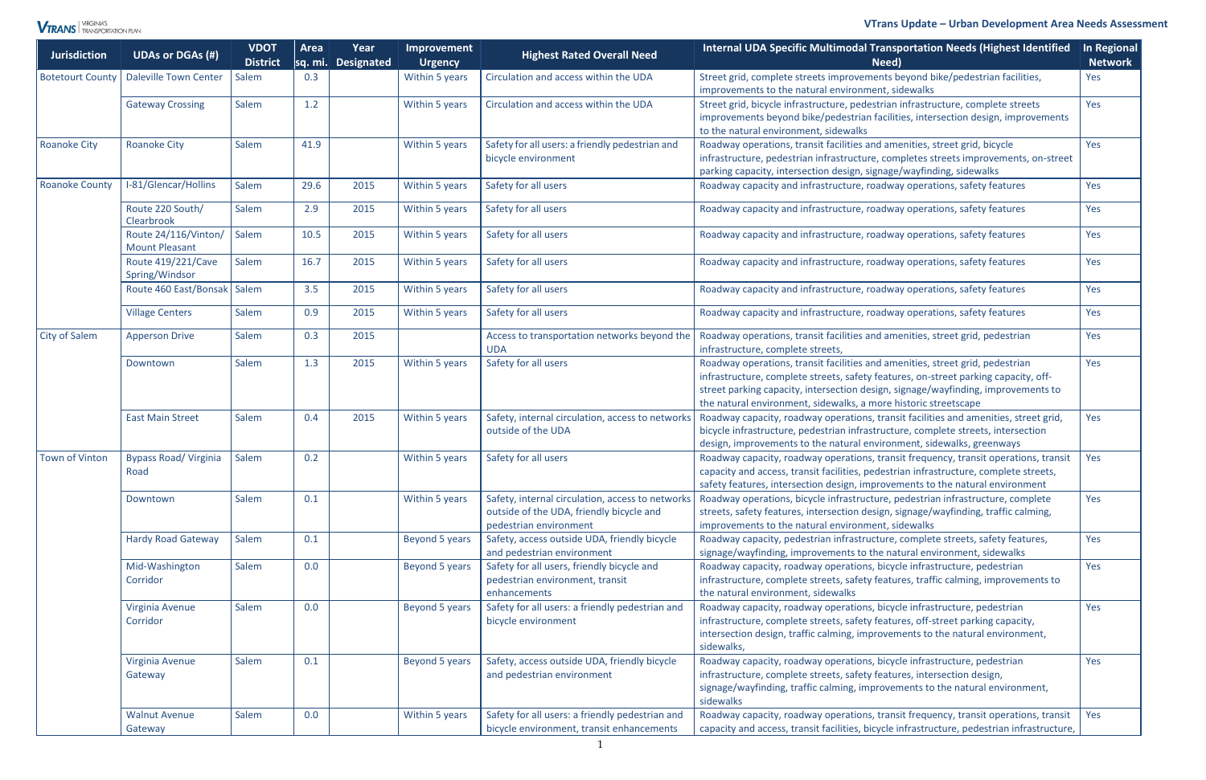| Jurisdiction | UDAs or DGAs (#) | VDOT District | Area sq. mi. | Year Designated | Improvement Urgency | Highest Rated Overall Need | Internal UDA Specific Multimodal Transportation Needs (Highest Identified Need) | In Regional Network |
|---|---|---|---|---|---|---|---|---|
| Botetourt County | Daleville Town Center | Salem | 0.3 | | Within 5 years | Circulation and access within the UDA | Street grid, complete streets improvements beyond bike/pedestrian facilities, improvements to the natural environment, sidewalks | Yes |
| | Gateway Crossing | Salem | 1.2 | | Within 5 years | Circulation and access within the UDA | Street grid, bicycle infrastructure, pedestrian infrastructure, complete streets improvements beyond bike/pedestrian facilities, intersection design, improvements to the natural environment, sidewalks | Yes |
| Roanoke City | Roanoke City | Salem | 41.9 | | Within 5 years | Safety for all users: a friendly pedestrian and bicycle environment | Roadway operations, transit facilities and amenities, street grid, bicycle infrastructure, pedestrian infrastructure, completes streets improvements, on-street parking capacity, intersection design, signage/wayfinding, sidewalks | Yes |
| Roanoke County | I-81/Glencar/Hollins | Salem | 29.6 | 2015 | Within 5 years | Safety for all users | Roadway capacity and infrastructure, roadway operations, safety features | Yes |
| | Route 220 South/ Clearbrook | Salem | 2.9 | 2015 | Within 5 years | Safety for all users | Roadway capacity and infrastructure, roadway operations, safety features | Yes |
| | Route 24/116/Vinton/ Mount Pleasant | Salem | 10.5 | 2015 | Within 5 years | Safety for all users | Roadway capacity and infrastructure, roadway operations, safety features | Yes |
| | Route 419/221/Cave Spring/Windsor | Salem | 16.7 | 2015 | Within 5 years | Safety for all users | Roadway capacity and infrastructure, roadway operations, safety features | Yes |
| | Route 460 East/Bonsak | Salem | 3.5 | 2015 | Within 5 years | Safety for all users | Roadway capacity and infrastructure, roadway operations, safety features | Yes |
| | Village Centers | Salem | 0.9 | 2015 | Within 5 years | Safety for all users | Roadway capacity and infrastructure, roadway operations, safety features | Yes |
| City of Salem | Apperson Drive | Salem | 0.3 | 2015 | | Access to transportation networks beyond the UDA | Roadway operations, transit facilities and amenities, street grid, pedestrian infrastructure, complete streets, | Yes |
| | Downtown | Salem | 1.3 | 2015 | Within 5 years | Safety for all users | Roadway operations, transit facilities and amenities, street grid, pedestrian infrastructure, complete streets, safety features, on-street parking capacity, off-street parking capacity, intersection design, signage/wayfinding, improvements to the natural environment, sidewalks, a more historic streetscape | Yes |
| | East Main Street | Salem | 0.4 | 2015 | Within 5 years | Safety, internal circulation, access to networks outside of the UDA | Roadway capacity, roadway operations, transit facilities and amenities, street grid, bicycle infrastructure, pedestrian infrastructure, complete streets, intersection design, improvements to the natural environment, sidewalks, greenways | Yes |
| Town of Vinton | Bypass Road/ Virginia Road | Salem | 0.2 | | Within 5 years | Safety for all users | Roadway capacity, roadway operations, transit frequency, transit operations, transit capacity and access, transit facilities, pedestrian infrastructure, complete streets, safety features, intersection design, improvements to the natural environment | Yes |
| | Downtown | Salem | 0.1 | | Within 5 years | Safety, internal circulation, access to networks outside of the UDA, friendly bicycle and pedestrian environment | Roadway operations, bicycle infrastructure, pedestrian infrastructure, complete streets, safety features, intersection design, signage/wayfinding, traffic calming, improvements to the natural environment, sidewalks | Yes |
| | Hardy Road Gateway | Salem | 0.1 | | Beyond 5 years | Safety, access outside UDA, friendly bicycle and pedestrian environment | Roadway capacity, pedestrian infrastructure, complete streets, safety features, signage/wayfinding, improvements to the natural environment, sidewalks | Yes |
| | Mid-Washington Corridor | Salem | 0.0 | | Beyond 5 years | Safety for all users, friendly bicycle and pedestrian environment, transit enhancements | Roadway capacity, roadway operations, bicycle infrastructure, pedestrian infrastructure, complete streets, safety features, traffic calming, improvements to the natural environment, sidewalks | Yes |
| | Virginia Avenue Corridor | Salem | 0.0 | | Beyond 5 years | Safety for all users: a friendly pedestrian and bicycle environment | Roadway capacity, roadway operations, bicycle infrastructure, pedestrian infrastructure, complete streets, safety features, off-street parking capacity, intersection design, traffic calming, improvements to the natural environment, sidewalks, | Yes |
| | Virginia Avenue Gateway | Salem | 0.1 | | Beyond 5 years | Safety, access outside UDA, friendly bicycle and pedestrian environment | Roadway capacity, roadway operations, bicycle infrastructure, pedestrian infrastructure, complete streets, safety features, intersection design, signage/wayfinding, traffic calming, improvements to the natural environment, sidewalks | Yes |
| | Walnut Avenue Gateway | Salem | 0.0 | | Within 5 years | Safety for all users: a friendly pedestrian and bicycle environment, transit enhancements | Roadway capacity, roadway operations, transit frequency, transit operations, transit capacity and access, transit facilities, bicycle infrastructure, pedestrian infrastructure, | Yes |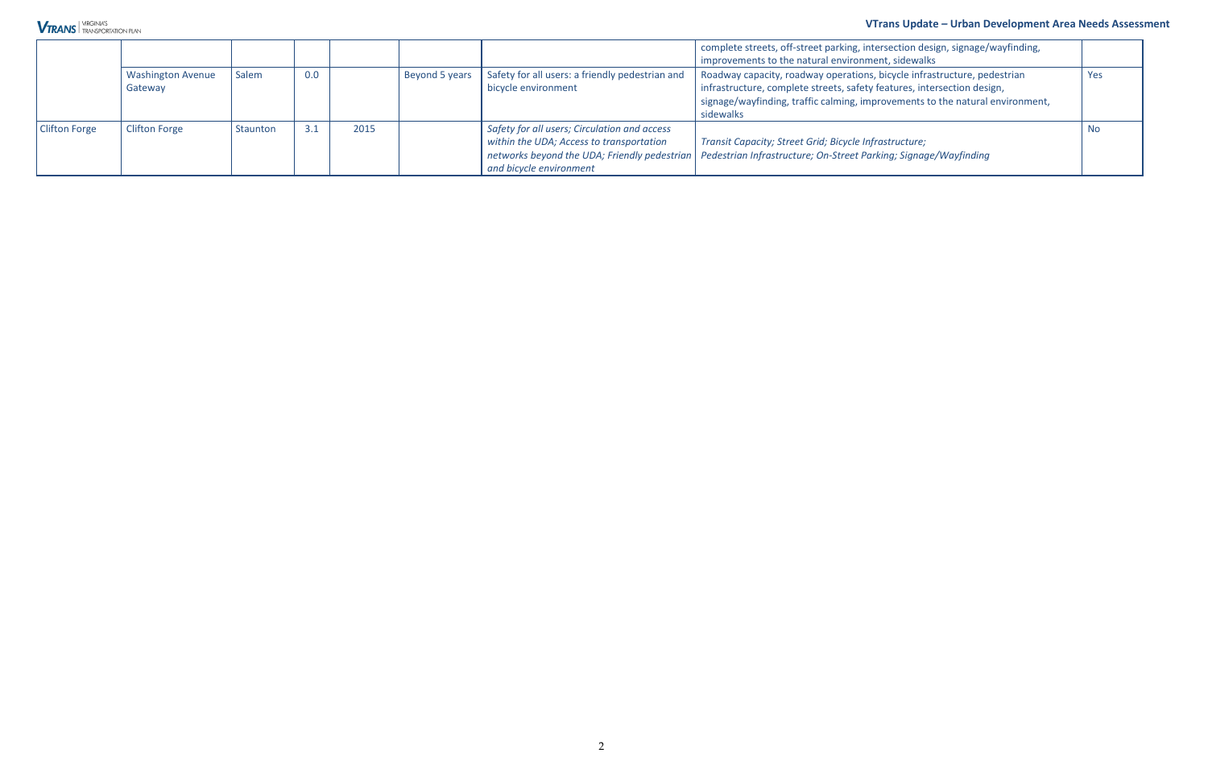| | | | | | | | | |
|---|---|---|---|---|---|---|---|---|
| | | | | | | complete streets, off-street parking, intersection design, signage/wayfinding, improvements to the natural environment, sidewalks | |
| | Washington Avenue Gateway | Salem | 0.0 | | Beyond 5 years | Safety for all users: a friendly pedestrian and bicycle environment | Roadway capacity, roadway operations, bicycle infrastructure, pedestrian infrastructure, complete streets, safety features, intersection design, signage/wayfinding, traffic calming, improvements to the natural environment, sidewalks | Yes |
| Clifton Forge | Clifton Forge | Staunton | 3.1 | 2015 | | *Safety for all users; Circulation and access within the UDA; Access to transportation networks beyond the UDA; Friendly pedestrian and bicycle environment* | *Transit Capacity; Street Grid; Bicycle Infrastructure; Pedestrian Infrastructure; On-Street Parking; Signage/Wayfinding* | No |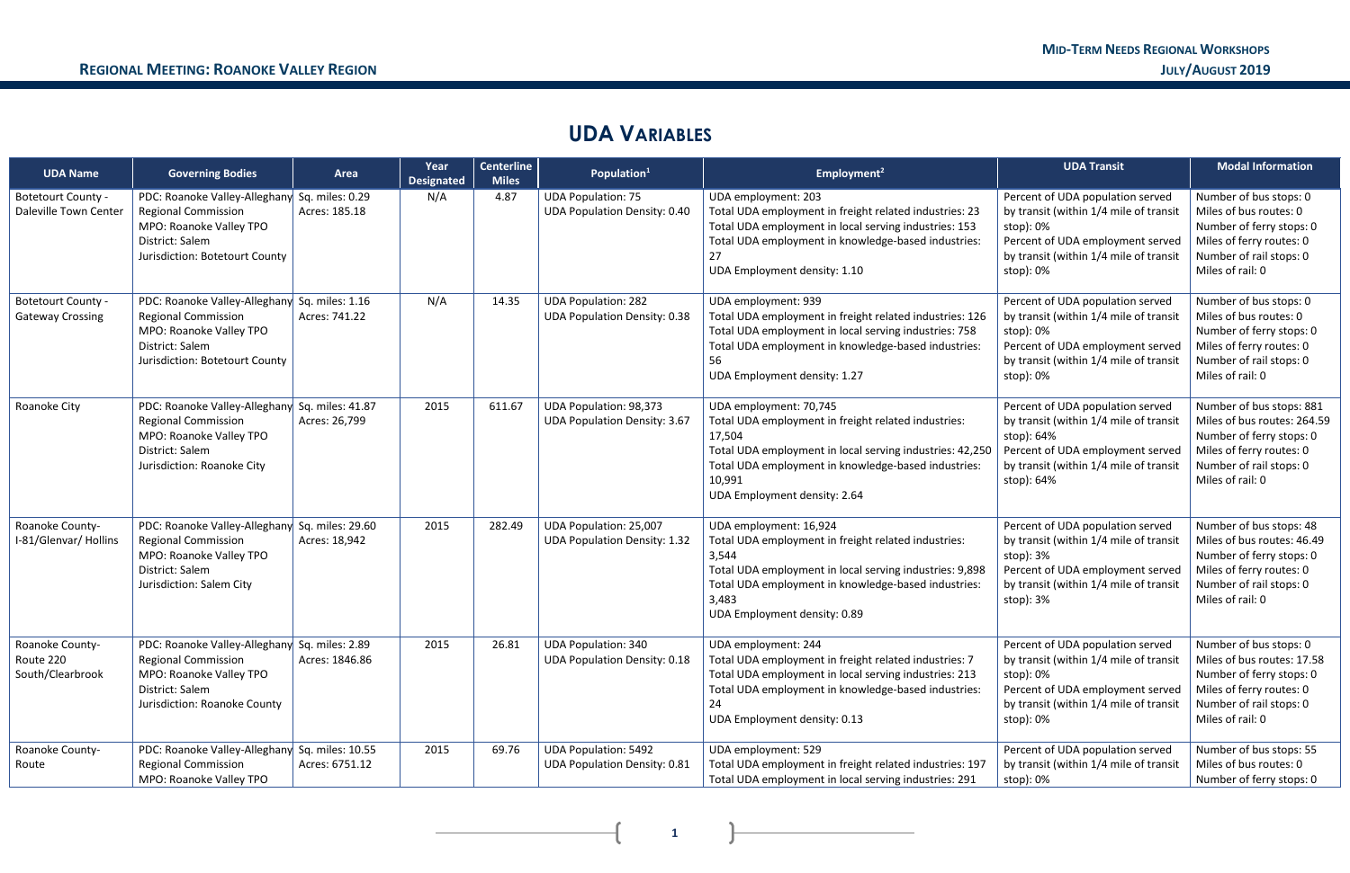## UDA Variables

| UDA Name | Governing Bodies | Area | Year Designated | Centerline Miles | Population[1] | Employment[2] | UDA Transit | Modal Information |
|---|---|---|---|---|---|---|---|---|
| Botetourt County - Daleville Town Center | PDC: Roanoke Valley-Alleghany Regional Commission<br>MPO: Roanoke Valley TPO<br>District: Salem<br>Jurisdiction: Botetourt County | Sq. miles: 0.29<br>Acres: 185.18 | N/A | 4.87 | UDA Population: 75<br>UDA Population Density: 0.40 | UDA employment: 203<br>Total UDA employment in freight related industries: 23<br>Total UDA employment in local serving industries: 153<br>Total UDA employment in knowledge-based industries: 27<br>UDA Employment density: 1.10 | Percent of UDA population served by transit (within 1/4 mile of transit stop): 0%<br>Percent of UDA employment served by transit (within 1/4 mile of transit stop): 0% | Number of bus stops: 0<br>Miles of bus routes: 0<br>Number of ferry stops: 0<br>Miles of ferry routes: 0<br>Number of rail stops: 0<br>Miles of rail: 0 |
| Botetourt County - Gateway Crossing | PDC: Roanoke Valley-Alleghany Regional Commission<br>MPO: Roanoke Valley TPO<br>District: Salem<br>Jurisdiction: Botetourt County | Sq. miles: 1.16<br>Acres: 741.22 | N/A | 14.35 | UDA Population: 282<br>UDA Population Density: 0.38 | UDA employment: 939<br>Total UDA employment in freight related industries: 126<br>Total UDA employment in local serving industries: 758<br>Total UDA employment in knowledge-based industries: 56<br>UDA Employment density: 1.27 | Percent of UDA population served by transit (within 1/4 mile of transit stop): 0%<br>Percent of UDA employment served by transit (within 1/4 mile of transit stop): 0% | Number of bus stops: 0<br>Miles of bus routes: 0<br>Number of ferry stops: 0<br>Miles of ferry routes: 0<br>Number of rail stops: 0<br>Miles of rail: 0 |
| Roanoke City | PDC: Roanoke Valley-Alleghany Regional Commission<br>MPO: Roanoke Valley TPO<br>District: Salem<br>Jurisdiction: Roanoke City | Sq. miles: 41.87<br>Acres: 26,799 | 2015 | 611.67 | UDA Population: 98,373<br>UDA Population Density: 3.67 | UDA employment: 70,745<br>Total UDA employment in freight related industries: 17,504<br>Total UDA employment in local serving industries: 42,250<br>Total UDA employment in knowledge-based industries: 10,991<br>UDA Employment density: 2.64 | Percent of UDA population served by transit (within 1/4 mile of transit stop): 64%<br>Percent of UDA employment served by transit (within 1/4 mile of transit stop): 64% | Number of bus stops: 881<br>Miles of bus routes: 264.59<br>Number of ferry stops: 0<br>Miles of ferry routes: 0<br>Number of rail stops: 0<br>Miles of rail: 0 |
| Roanoke County- I-81/Glenvar/ Hollins | PDC: Roanoke Valley-Alleghany Regional Commission<br>MPO: Roanoke Valley TPO<br>District: Salem<br>Jurisdiction: Salem City | Sq. miles: 29.60<br>Acres: 18,942 | 2015 | 282.49 | UDA Population: 25,007<br>UDA Population Density: 1.32 | UDA employment: 16,924<br>Total UDA employment in freight related industries: 3,544<br>Total UDA employment in local serving industries: 9,898<br>Total UDA employment in knowledge-based industries: 3,483<br>UDA Employment density: 0.89 | Percent of UDA population served by transit (within 1/4 mile of transit stop): 3%<br>Percent of UDA employment served by transit (within 1/4 mile of transit stop): 3% | Number of bus stops: 48<br>Miles of bus routes: 46.49<br>Number of ferry stops: 0<br>Miles of ferry routes: 0<br>Number of rail stops: 0<br>Miles of rail: 0 |
| Roanoke County- Route 220 South/Clearbrook | PDC: Roanoke Valley-Alleghany Regional Commission<br>MPO: Roanoke Valley TPO<br>District: Salem<br>Jurisdiction: Roanoke County | Sq. miles: 2.89<br>Acres: 1846.86 | 2015 | 26.81 | UDA Population: 340<br>UDA Population Density: 0.18 | UDA employment: 244<br>Total UDA employment in freight related industries: 7<br>Total UDA employment in local serving industries: 213<br>Total UDA employment in knowledge-based industries: 24<br>UDA Employment density: 0.13 | Percent of UDA population served by transit (within 1/4 mile of transit stop): 0%<br>Percent of UDA employment served by transit (within 1/4 mile of transit stop): 0% | Number of bus stops: 0<br>Miles of bus routes: 17.58<br>Number of ferry stops: 0<br>Miles of ferry routes: 0<br>Number of rail stops: 0<br>Miles of rail: 0 |
| Roanoke County- Route | PDC: Roanoke Valley-Alleghany Regional Commission<br>MPO: Roanoke Valley TPO | Sq. miles: 10.55<br>Acres: 6751.12 | 2015 | 69.76 | UDA Population: 5492<br>UDA Population Density: 0.81 | UDA employment: 529<br>Total UDA employment in freight related industries: 197<br>Total UDA employment in local serving industries: 291 | Percent of UDA population served by transit (within 1/4 mile of transit stop): 0% | Number of bus stops: 55<br>Miles of bus routes: 0<br>Number of ferry stops: 0 |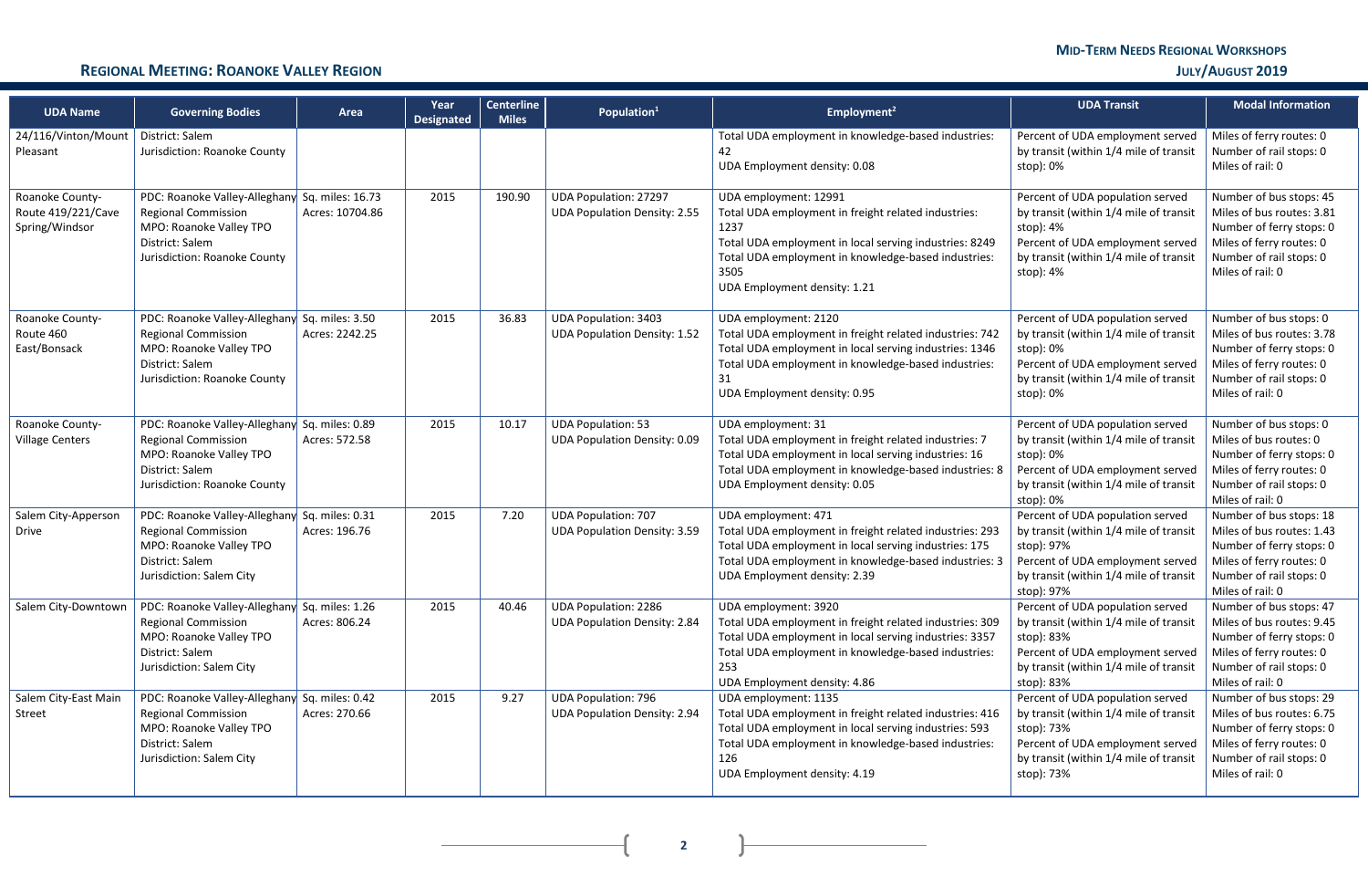| UDA Name | Governing Bodies | Area | Year Designated | Centerline Miles | Population[1] | Employment[2] | UDA Transit | Modal Information |
|---|---|---|---|---|---|---|---|---|
| 24/116/Vinton/Mount Pleasant | District: Salem<br>Jurisdiction: Roanoke County | | | | | Total UDA employment in knowledge-based industries: 42<br>UDA Employment density: 0.08 | Percent of UDA employment served by transit (within 1/4 mile of transit stop): 0% | Miles of ferry routes: 0<br>Number of rail stops: 0<br>Miles of rail: 0 |
| Roanoke County-Route 419/221/Cave Spring/Windsor | PDC: Roanoke Valley-Alleghany Regional Commission<br>MPO: Roanoke Valley TPO<br>District: Salem<br>Jurisdiction: Roanoke County | Sq. miles: 16.73<br>Acres: 10704.86 | 2015 | 190.90 | UDA Population: 27297<br>UDA Population Density: 2.55 | UDA employment: 12991<br>Total UDA employment in freight related industries: 1237<br>Total UDA employment in local serving industries: 8249<br>Total UDA employment in knowledge-based industries: 3505<br>UDA Employment density: 1.21 | Percent of UDA population served by transit (within 1/4 mile of transit stop): 4%<br>Percent of UDA employment served by transit (within 1/4 mile of transit stop): 4% | Number of bus stops: 45<br>Miles of bus routes: 3.81<br>Number of ferry stops: 0<br>Miles of ferry routes: 0<br>Number of rail stops: 0<br>Miles of rail: 0 |
| Roanoke County-Route 460 East/Bonsack | PDC: Roanoke Valley-Alleghany Regional Commission<br>MPO: Roanoke Valley TPO<br>District: Salem<br>Jurisdiction: Roanoke County | Sq. miles: 3.50<br>Acres: 2242.25 | 2015 | 36.83 | UDA Population: 3403<br>UDA Population Density: 1.52 | UDA employment: 2120<br>Total UDA employment in freight related industries: 742<br>Total UDA employment in local serving industries: 1346<br>Total UDA employment in knowledge-based industries: 31<br>UDA Employment density: 0.95 | Percent of UDA population served by transit (within 1/4 mile of transit stop): 0%<br>Percent of UDA employment served by transit (within 1/4 mile of transit stop): 0% | Number of bus stops: 0<br>Miles of bus routes: 3.78<br>Number of ferry stops: 0<br>Miles of ferry routes: 0<br>Number of rail stops: 0<br>Miles of rail: 0 |
| Roanoke County-Village Centers | PDC: Roanoke Valley-Alleghany Regional Commission<br>MPO: Roanoke Valley TPO<br>District: Salem<br>Jurisdiction: Roanoke County | Sq. miles: 0.89<br>Acres: 572.58 | 2015 | 10.17 | UDA Population: 53<br>UDA Population Density: 0.09 | UDA employment: 31<br>Total UDA employment in freight related industries: 7<br>Total UDA employment in local serving industries: 16<br>Total UDA employment in knowledge-based industries: 8<br>UDA Employment density: 0.05 | Percent of UDA population served by transit (within 1/4 mile of transit stop): 0%<br>Percent of UDA employment served by transit (within 1/4 mile of transit stop): 0% | Number of bus stops: 0<br>Miles of bus routes: 0<br>Number of ferry stops: 0<br>Miles of ferry routes: 0<br>Number of rail stops: 0<br>Miles of rail: 0 |
| Salem City-Apperson Drive | PDC: Roanoke Valley-Alleghany Regional Commission<br>MPO: Roanoke Valley TPO<br>District: Salem<br>Jurisdiction: Salem City | Sq. miles: 0.31<br>Acres: 196.76 | 2015 | 7.20 | UDA Population: 707<br>UDA Population Density: 3.59 | UDA employment: 471<br>Total UDA employment in freight related industries: 293<br>Total UDA employment in local serving industries: 175<br>Total UDA employment in knowledge-based industries: 3<br>UDA Employment density: 2.39 | Percent of UDA population served by transit (within 1/4 mile of transit stop): 97%<br>Percent of UDA employment served by transit (within 1/4 mile of transit stop): 97% | Number of bus stops: 18<br>Miles of bus routes: 1.43<br>Number of ferry stops: 0<br>Miles of ferry routes: 0<br>Number of rail stops: 0<br>Miles of rail: 0 |
| Salem City-Downtown | PDC: Roanoke Valley-Alleghany Regional Commission<br>MPO: Roanoke Valley TPO<br>District: Salem<br>Jurisdiction: Salem City | Sq. miles: 1.26<br>Acres: 806.24 | 2015 | 40.46 | UDA Population: 2286<br>UDA Population Density: 2.84 | UDA employment: 3920<br>Total UDA employment in freight related industries: 309<br>Total UDA employment in local serving industries: 3357<br>Total UDA employment in knowledge-based industries: 253<br>UDA Employment density: 4.86 | Percent of UDA population served by transit (within 1/4 mile of transit stop): 83%<br>Percent of UDA employment served by transit (within 1/4 mile of transit stop): 83% | Number of bus stops: 47<br>Miles of bus routes: 9.45<br>Number of ferry stops: 0<br>Miles of ferry routes: 0<br>Number of rail stops: 0<br>Miles of rail: 0 |
| Salem City-East Main Street | PDC: Roanoke Valley-Alleghany Regional Commission<br>MPO: Roanoke Valley TPO<br>District: Salem<br>Jurisdiction: Salem City | Sq. miles: 0.42<br>Acres: 270.66 | 2015 | 9.27 | UDA Population: 796<br>UDA Population Density: 2.94 | UDA employment: 1135<br>Total UDA employment in freight related industries: 416<br>Total UDA employment in local serving industries: 593<br>Total UDA employment in knowledge-based industries: 126<br>UDA Employment density: 4.19 | Percent of UDA population served by transit (within 1/4 mile of transit stop): 73%<br>Percent of UDA employment served by transit (within 1/4 mile of transit stop): 73% | Number of bus stops: 29<br>Miles of bus routes: 6.75<br>Number of ferry stops: 0<br>Miles of ferry routes: 0<br>Number of rail stops: 0<br>Miles of rail: 0 |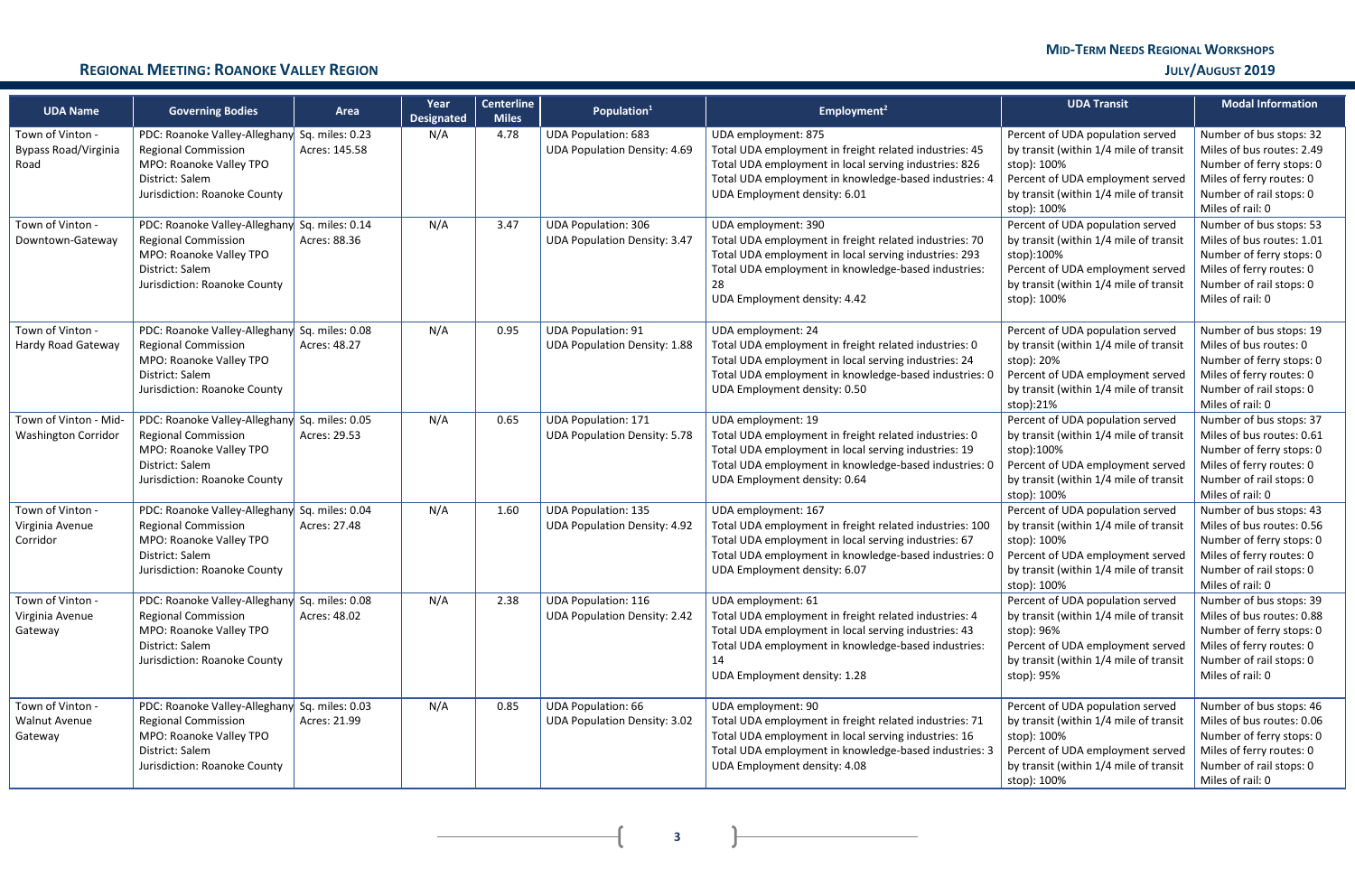| UDA Name | Governing Bodies | Area | Year Designated | Centerline Miles | Population[1] | Employment[2] | UDA Transit | Modal Information |
|---|---|---|---|---|---|---|---|---|
| Town of Vinton - Bypass Road/Virginia Road | PDC: Roanoke Valley-Alleghany Regional Commission<br>MPO: Roanoke Valley TPO<br>District: Salem<br>Jurisdiction: Roanoke County | Sq. miles: 0.23<br>Acres: 145.58 | N/A | 4.78 | UDA Population: 683<br>UDA Population Density: 4.69 | UDA employment: 875<br>Total UDA employment in freight related industries: 45<br>Total UDA employment in local serving industries: 826<br>Total UDA employment in knowledge-based industries: 4<br>UDA Employment density: 6.01 | Percent of UDA population served by transit (within 1/4 mile of transit stop): 100%<br>Percent of UDA employment served by transit (within 1/4 mile of transit stop): 100% | Number of bus stops: 32<br>Miles of bus routes: 2.49<br>Number of ferry stops: 0<br>Miles of ferry routes: 0<br>Number of rail stops: 0<br>Miles of rail: 0 |
| Town of Vinton - Downtown-Gateway | PDC: Roanoke Valley-Alleghany Regional Commission<br>MPO: Roanoke Valley TPO<br>District: Salem<br>Jurisdiction: Roanoke County | Sq. miles: 0.14<br>Acres: 88.36 | N/A | 3.47 | UDA Population: 306<br>UDA Population Density: 3.47 | UDA employment: 390<br>Total UDA employment in freight related industries: 70<br>Total UDA employment in local serving industries: 293<br>Total UDA employment in knowledge-based industries: 28<br>UDA Employment density: 4.42 | Percent of UDA population served by transit (within 1/4 mile of transit stop):100%<br>Percent of UDA employment served by transit (within 1/4 mile of transit stop): 100% | Number of bus stops: 53<br>Miles of bus routes: 1.01<br>Number of ferry stops: 0<br>Miles of ferry routes: 0<br>Number of rail stops: 0<br>Miles of rail: 0 |
| Town of Vinton - Hardy Road Gateway | PDC: Roanoke Valley-Alleghany Regional Commission<br>MPO: Roanoke Valley TPO<br>District: Salem<br>Jurisdiction: Roanoke County | Sq. miles: 0.08<br>Acres: 48.27 | N/A | 0.95 | UDA Population: 91<br>UDA Population Density: 1.88 | UDA employment: 24<br>Total UDA employment in freight related industries: 0<br>Total UDA employment in local serving industries: 24<br>Total UDA employment in knowledge-based industries: 0<br>UDA Employment density: 0.50 | Percent of UDA population served by transit (within 1/4 mile of transit stop): 20%<br>Percent of UDA employment served by transit (within 1/4 mile of transit stop):21% | Number of bus stops: 19<br>Miles of bus routes: 0<br>Number of ferry stops: 0<br>Miles of ferry routes: 0<br>Number of rail stops: 0<br>Miles of rail: 0 |
| Town of Vinton - Mid-Washington Corridor | PDC: Roanoke Valley-Alleghany Regional Commission<br>MPO: Roanoke Valley TPO<br>District: Salem<br>Jurisdiction: Roanoke County | Sq. miles: 0.05<br>Acres: 29.53 | N/A | 0.65 | UDA Population: 171<br>UDA Population Density: 5.78 | UDA employment: 19<br>Total UDA employment in freight related industries: 0<br>Total UDA employment in local serving industries: 19<br>Total UDA employment in knowledge-based industries: 0<br>UDA Employment density: 0.64 | Percent of UDA population served by transit (within 1/4 mile of transit stop):100%<br>Percent of UDA employment served by transit (within 1/4 mile of transit stop): 100% | Number of bus stops: 37<br>Miles of bus routes: 0.61<br>Number of ferry stops: 0<br>Miles of ferry routes: 0<br>Number of rail stops: 0<br>Miles of rail: 0 |
| Town of Vinton - Virginia Avenue Corridor | PDC: Roanoke Valley-Alleghany Regional Commission<br>MPO: Roanoke Valley TPO<br>District: Salem<br>Jurisdiction: Roanoke County | Sq. miles: 0.04<br>Acres: 27.48 | N/A | 1.60 | UDA Population: 135<br>UDA Population Density: 4.92 | UDA employment: 167<br>Total UDA employment in freight related industries: 100<br>Total UDA employment in local serving industries: 67<br>Total UDA employment in knowledge-based industries: 0<br>UDA Employment density: 6.07 | Percent of UDA population served by transit (within 1/4 mile of transit stop): 100%<br>Percent of UDA employment served by transit (within 1/4 mile of transit stop): 100% | Number of bus stops: 43<br>Miles of bus routes: 0.56<br>Number of ferry stops: 0<br>Miles of ferry routes: 0<br>Number of rail stops: 0<br>Miles of rail: 0 |
| Town of Vinton - Virginia Avenue Gateway | PDC: Roanoke Valley-Alleghany Regional Commission<br>MPO: Roanoke Valley TPO<br>District: Salem<br>Jurisdiction: Roanoke County | Sq. miles: 0.08<br>Acres: 48.02 | N/A | 2.38 | UDA Population: 116<br>UDA Population Density: 2.42 | UDA employment: 61<br>Total UDA employment in freight related industries: 4<br>Total UDA employment in local serving industries: 43<br>Total UDA employment in knowledge-based industries: 14<br>UDA Employment density: 1.28 | Percent of UDA population served by transit (within 1/4 mile of transit stop): 96%<br>Percent of UDA employment served by transit (within 1/4 mile of transit stop): 95% | Number of bus stops: 39<br>Miles of bus routes: 0.88<br>Number of ferry stops: 0<br>Miles of ferry routes: 0<br>Number of rail stops: 0<br>Miles of rail: 0 |
| Town of Vinton - Walnut Avenue Gateway | PDC: Roanoke Valley-Alleghany Regional Commission<br>MPO: Roanoke Valley TPO<br>District: Salem<br>Jurisdiction: Roanoke County | Sq. miles: 0.03<br>Acres: 21.99 | N/A | 0.85 | UDA Population: 66<br>UDA Population Density: 3.02 | UDA employment: 90<br>Total UDA employment in freight related industries: 71<br>Total UDA employment in local serving industries: 16<br>Total UDA employment in knowledge-based industries: 3<br>UDA Employment density: 4.08 | Percent of UDA population served by transit (within 1/4 mile of transit stop): 100%<br>Percent of UDA employment served by transit (within 1/4 mile of transit stop): 100% | Number of bus stops: 46<br>Miles of bus routes: 0.06<br>Number of ferry stops: 0<br>Miles of ferry routes: 0<br>Number of rail stops: 0<br>Miles of rail: 0 |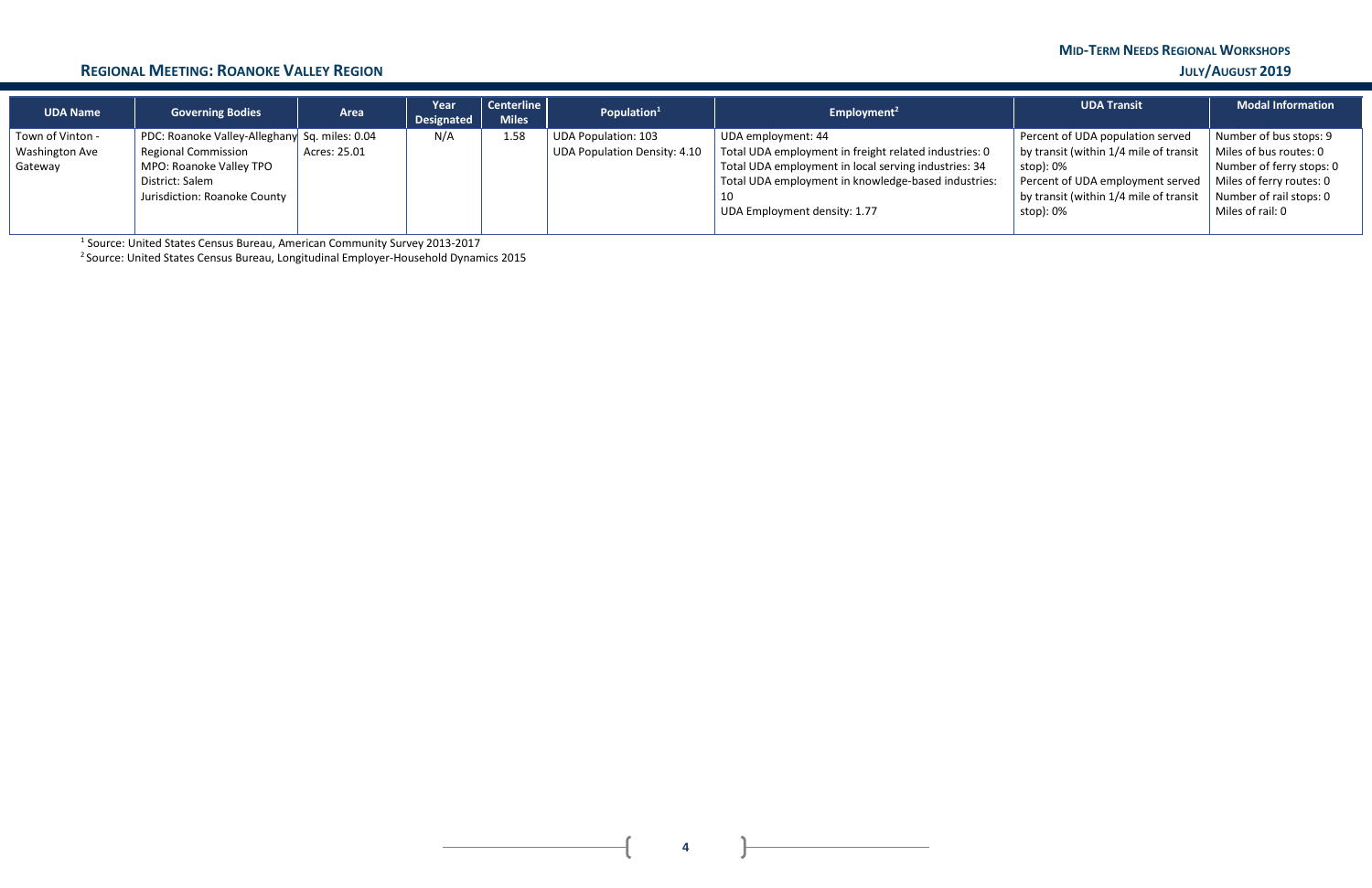## Regional Meeting: Roanoke Valley Region

| UDA Name | Governing Bodies | Area | Year Designated | Centerline Miles | Population[1] | Employment[2] | UDA Transit | Modal Information |
|---|---|---|---|---|---|---|---|---|
| Town of Vinton - Washington Ave Gateway | PDC: Roanoke Valley-Alleghany Regional Commission<br>MPO: Roanoke Valley TPO<br>District: Salem<br>Jurisdiction: Roanoke County | Sq. miles: 0.04<br>Acres: 25.01 | N/A | 1.58 | UDA Population: 103<br>UDA Population Density: 4.10 | UDA employment: 44<br>Total UDA employment in freight related industries: 0<br>Total UDA employment in local serving industries: 34<br>Total UDA employment in knowledge-based industries: 10<br>UDA Employment density: 1.77 | Percent of UDA population served by transit (within 1/4 mile of transit stop): 0%<br>Percent of UDA employment served by transit (within 1/4 mile of transit stop): 0% | Number of bus stops: 9<br>Miles of bus routes: 0<br>Number of ferry stops: 0<br>Miles of ferry routes: 0<br>Number of rail stops: 0<br>Miles of rail: 0 |

[1] Source: United States Census Bureau, American Community Survey 2013-2017

[2] Source: United States Census Bureau, Longitudinal Employer-Household Dynamics 2015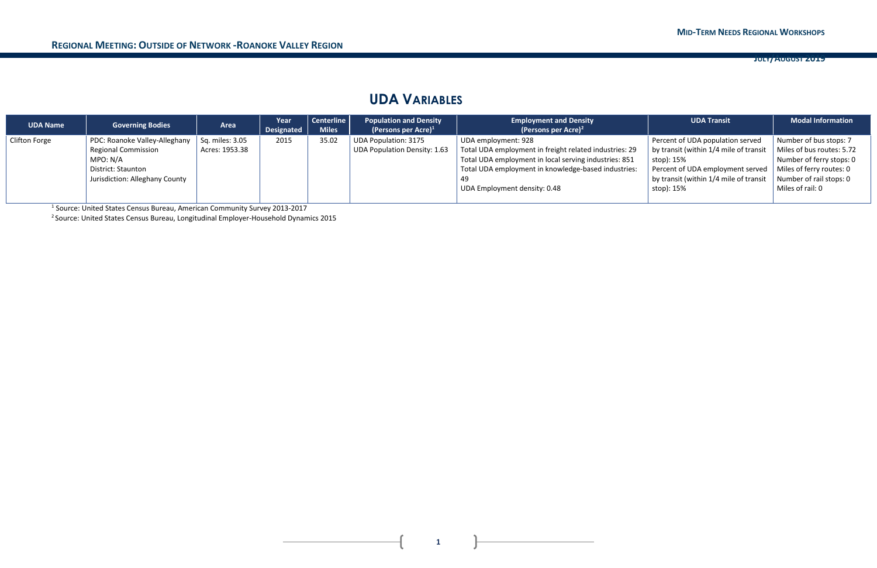## UDA Variables

| UDA Name | Governing Bodies | Area | Year Designated | Centerline Miles | Population and Density (Persons per Acre)[1] | Employment and Density (Persons per Acre)[2] | UDA Transit | Modal Information |
|---|---|---|---|---|---|---|---|---|
| Clifton Forge | PDC: Roanoke Valley-Alleghany Regional Commission<br>MPO: N/A<br>District: Staunton<br>Jurisdiction: Alleghany County | Sq. miles: 3.05<br>Acres: 1953.38 | 2015 | 35.02 | UDA Population: 3175<br>UDA Population Density: 1.63 | UDA employment: 928<br>Total UDA employment in freight related industries: 29<br>Total UDA employment in local serving industries: 851<br>Total UDA employment in knowledge-based industries: 49<br>UDA Employment density: 0.48 | Percent of UDA population served by transit (within 1/4 mile of transit stop): 15%<br>Percent of UDA employment served by transit (within 1/4 mile of transit stop): 15% | Number of bus stops: 7<br>Miles of bus routes: 5.72<br>Number of ferry stops: 0<br>Miles of ferry routes: 0<br>Number of rail stops: 0<br>Miles of rail: 0 |

[1] Source: United States Census Bureau, American Community Survey 2013-2017

[2] Source: United States Census Bureau, Longitudinal Employer-Household Dynamics 2015